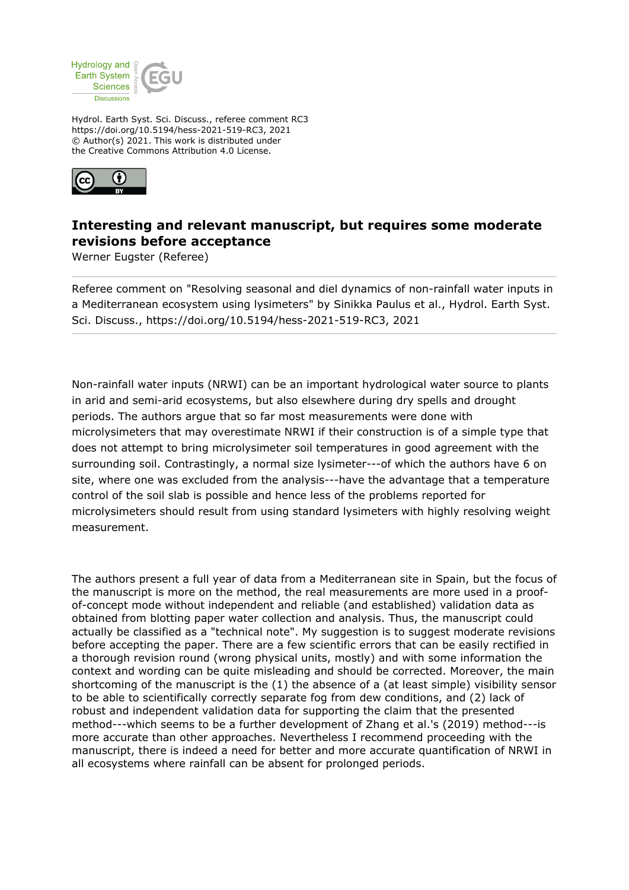Hydrol. Earth Syst. Sci. Discuss., referee comment RC3
https://doi.org/10.5194/hess-2021-519-RC3, 2021
© Author(s) 2021. This work is distributed under
the Creative Commons Attribution 4.0 License.

## Interesting and relevant manuscript, but requires some moderate revisions before acceptance

Werner Eugster (Referee)

---

Referee comment on "Resolving seasonal and diel dynamics of non-rainfall water inputs in a Mediterranean ecosystem using lysimeters" by Sinikka Paulus et al., Hydrol. Earth Syst. Sci. Discuss., https://doi.org/10.5194/hess-2021-519-RC3, 2021

---

Non-rainfall water inputs (NRWI) can be an important hydrological water source to plants in arid and semi-arid ecosystems, but also elsewhere during dry spells and drought periods. The authors argue that so far most measurements were done with microlysimeters that may overestimate NRWI if their construction is of a simple type that does not attempt to bring microlysimeter soil temperatures in good agreement with the surrounding soil. Contrastingly, a normal size lysimeter---of which the authors have 6 on site, where one was excluded from the analysis---have the advantage that a temperature control of the soil slab is possible and hence less of the problems reported for microlysimeters should result from using standard lysimeters with highly resolving weight measurement.

The authors present a full year of data from a Mediterranean site in Spain, but the focus of the manuscript is more on the method, the real measurements are more used in a proof-of-concept mode without independent and reliable (and established) validation data as obtained from blotting paper water collection and analysis. Thus, the manuscript could actually be classified as a "technical note". My suggestion is to suggest moderate revisions before accepting the paper. There are a few scientific errors that can be easily rectified in a thorough revision round (wrong physical units, mostly) and with some information the context and wording can be quite misleading and should be corrected. Moreover, the main shortcoming of the manuscript is the (1) the absence of a (at least simple) visibility sensor to be able to scientifically correctly separate fog from dew conditions, and (2) lack of robust and independent validation data for supporting the claim that the presented method---which seems to be a further development of Zhang et al.'s (2019) method---is more accurate than other approaches. Nevertheless I recommend proceeding with the manuscript, there is indeed a need for better and more accurate quantification of NRWI in all ecosystems where rainfall can be absent for prolonged periods.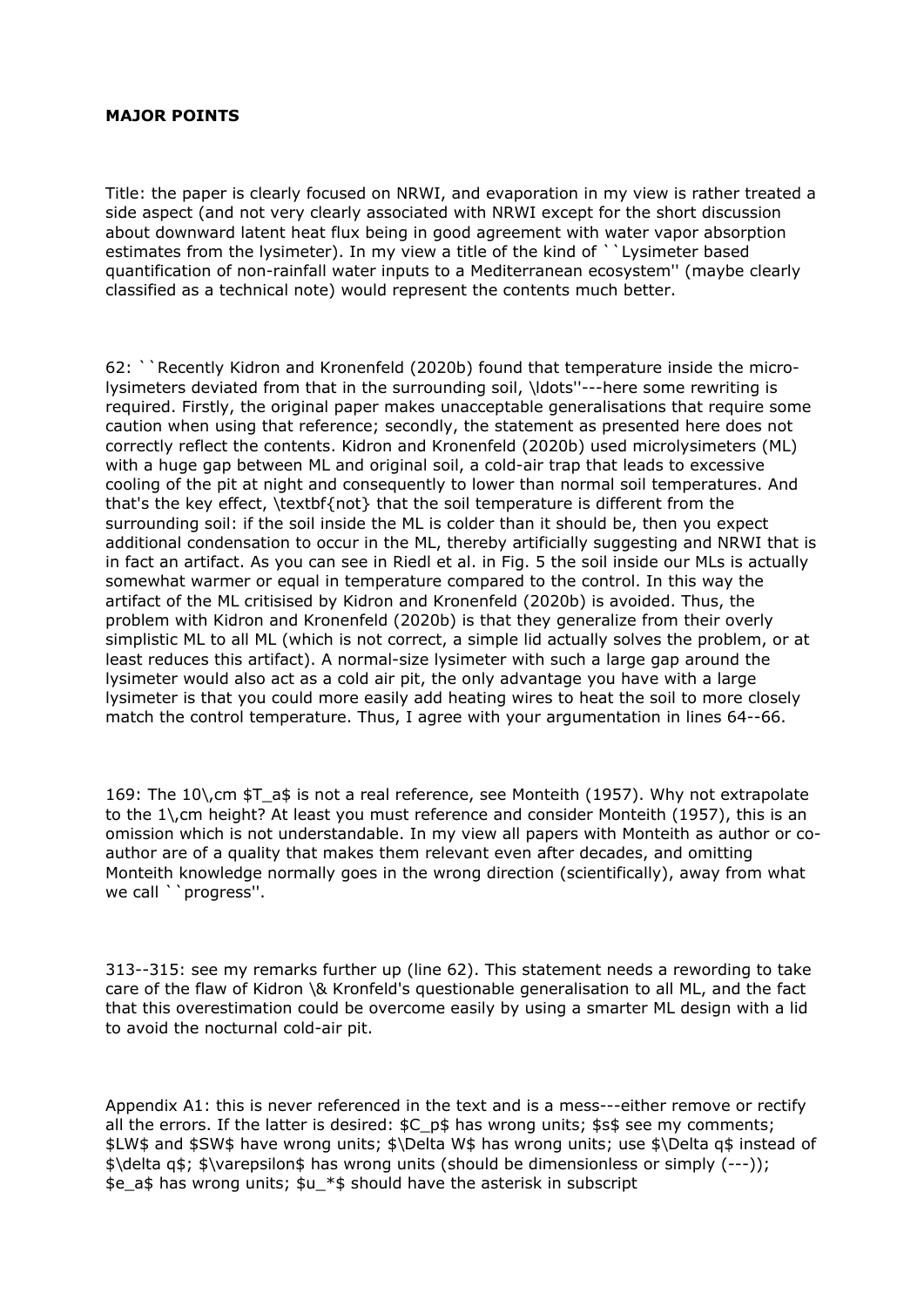**MAJOR POINTS**

Title: the paper is clearly focused on NRWI, and evaporation in my view is rather treated a side aspect (and not very clearly associated with NRWI except for the short discussion about downward latent heat flux being in good agreement with water vapor absorption estimates from the lysimeter). In my view a title of the kind of ``Lysimeter based quantification of non-rainfall water inputs to a Mediterranean ecosystem'' (maybe clearly classified as a technical note) would represent the contents much better.

62: ``Recently Kidron and Kronenfeld (2020b) found that temperature inside the micro-lysimeters deviated from that in the surrounding soil, \ldots''---here some rewriting is required. Firstly, the original paper makes unacceptable generalisations that require some caution when using that reference; secondly, the statement as presented here does not correctly reflect the contents. Kidron and Kronenfeld (2020b) used microlysimeters (ML) with a huge gap between ML and original soil, a cold-air trap that leads to excessive cooling of the pit at night and consequently to lower than normal soil temperatures. And that's the key effect, \textbf{not} that the soil temperature is different from the surrounding soil: if the soil inside the ML is colder than it should be, then you expect additional condensation to occur in the ML, thereby artificially suggesting and NRWI that is in fact an artifact. As you can see in Riedl et al. in Fig. 5 the soil inside our MLs is actually somewhat warmer or equal in temperature compared to the control. In this way the artifact of the ML critisised by Kidron and Kronenfeld (2020b) is avoided. Thus, the problem with Kidron and Kronenfeld (2020b) is that they generalize from their overly simplistic ML to all ML (which is not correct, a simple lid actually solves the problem, or at least reduces this artifact). A normal-size lysimeter with such a large gap around the lysimeter would also act as a cold air pit, the only advantage you have with a large lysimeter is that you could more easily add heating wires to heat the soil to more closely match the control temperature. Thus, I agree with your argumentation in lines 64--66.

169: The 10\,cm $T_a$ is not a real reference, see Monteith (1957). Why not extrapolate to the 1\,cm height? At least you must reference and consider Monteith (1957), this is an omission which is not understandable. In my view all papers with Monteith as author or co-author are of a quality that makes them relevant even after decades, and omitting Monteith knowledge normally goes in the wrong direction (scientifically), away from what we call ``progress''.

313--315: see my remarks further up (line 62). This statement needs a rewording to take care of the flaw of Kidron \& Kronfeld's questionable generalisation to all ML, and the fact that this overestimation could be overcome easily by using a smarter ML design with a lid to avoid the nocturnal cold-air pit.

Appendix A1: this is never referenced in the text and is a mess---either remove or rectify all the errors. If the latter is desired: $C_p$ has wrong units; $s$ see my comments; $LW$ and $SW$ have wrong units; $\Delta W$ has wrong units; use $\Delta q$ instead of $\delta q$; $\varepsilon$ has wrong units (should be dimensionless or simply (---)); $e_a$ has wrong units; $u_*$ should have the asterisk in subscript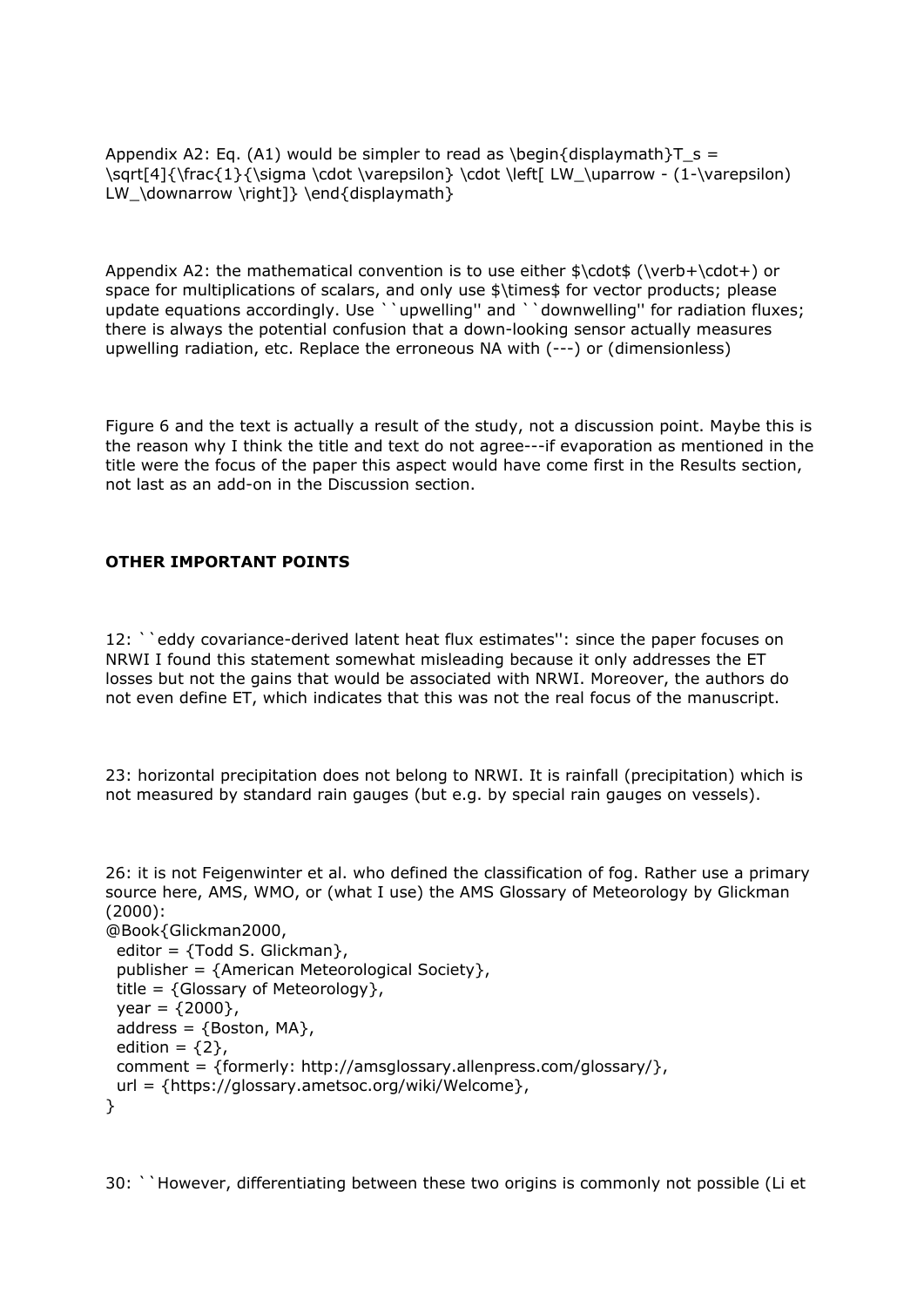Appendix A2: Eq. (A1) would be simpler to read as \begin{displaymath}T_s = \sqrt[4]{\frac{1}{\sigma \cdot \varepsilon} \cdot \left[ LW_\uparrow - (1-\varepsilon) LW_\downarrow \right]} \end{displaymath}

Appendix A2: the mathematical convention is to use either $\cdot$ (\verb+\cdot+) or space for multiplications of scalars, and only use $\times$ for vector products; please update equations accordingly. Use ``upwelling'' and ``downwelling'' for radiation fluxes; there is always the potential confusion that a down-looking sensor actually measures upwelling radiation, etc. Replace the erroneous NA with (---) or (dimensionless)

Figure 6 and the text is actually a result of the study, not a discussion point. Maybe this is the reason why I think the title and text do not agree---if evaporation as mentioned in the title were the focus of the paper this aspect would have come first in the Results section, not last as an add-on in the Discussion section.

**OTHER IMPORTANT POINTS**

12: ``eddy covariance-derived latent heat flux estimates'': since the paper focuses on NRWI I found this statement somewhat misleading because it only addresses the ET losses but not the gains that would be associated with NRWI. Moreover, the authors do not even define ET, which indicates that this was not the real focus of the manuscript.

23: horizontal precipitation does not belong to NRWI. It is rainfall (precipitation) which is not measured by standard rain gauges (but e.g. by special rain gauges on vessels).

26: it is not Feigenwinter et al. who defined the classification of fog. Rather use a primary source here, AMS, WMO, or (what I use) the AMS Glossary of Meteorology by Glickman (2000):

```
@Book{Glickman2000,
  editor = {Todd S. Glickman},
  publisher = {American Meteorological Society},
  title = {Glossary of Meteorology},
  year = {2000},
  address = {Boston, MA},
  edition = {2},
  comment = {formerly: http://amsglossary.allenpress.com/glossary/},
  url = {https://glossary.ametsoc.org/wiki/Welcome},
}
```

30: ``However, differentiating between these two origins is commonly not possible (Li et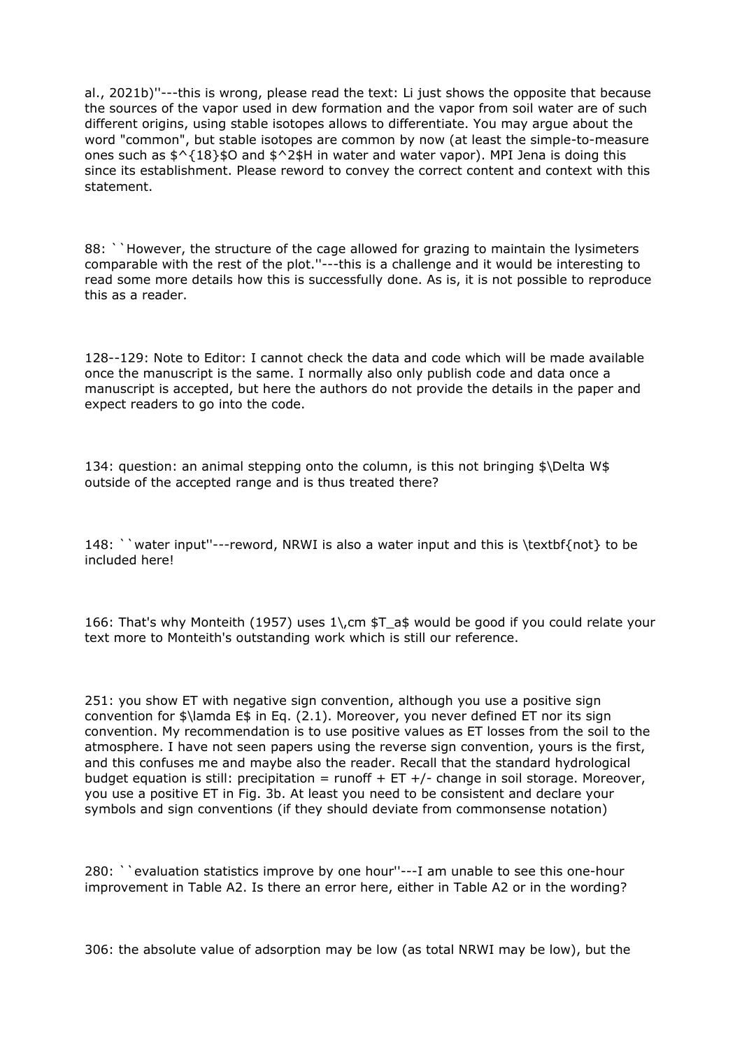al., 2021b)''---this is wrong, please read the text: Li just shows the opposite that because the sources of the vapor used in dew formation and the vapor from soil water are of such different origins, using stable isotopes allows to differentiate. You may argue about the word "common", but stable isotopes are common by now (at least the simple-to-measure ones such as $^{18}$O and $^2$H in water and water vapor). MPI Jena is doing this since its establishment. Please reword to convey the correct content and context with this statement.

88: ``However, the structure of the cage allowed for grazing to maintain the lysimeters comparable with the rest of the plot.''---this is a challenge and it would be interesting to read some more details how this is successfully done. As is, it is not possible to reproduce this as a reader.

128--129: Note to Editor: I cannot check the data and code which will be made available once the manuscript is the same. I normally also only publish code and data once a manuscript is accepted, but here the authors do not provide the details in the paper and expect readers to go into the code.

134: question: an animal stepping onto the column, is this not bringing $\Delta W$ outside of the accepted range and is thus treated there?

148: ``water input''---reword, NRWI is also a water input and this is **not** to be included here!

166: That's why Monteith (1957) uses 1 cm $T_a$ would be good if you could relate your text more to Monteith's outstanding work which is still our reference.

251: you show ET with negative sign convention, although you use a positive sign convention for $\lambda E$ in Eq. (2.1). Moreover, you never defined ET nor its sign convention. My recommendation is to use positive values as ET losses from the soil to the atmosphere. I have not seen papers using the reverse sign convention, yours is the first, and this confuses me and maybe also the reader. Recall that the standard hydrological budget equation is still: precipitation = runoff + ET +/- change in soil storage. Moreover, you use a positive ET in Fig. 3b. At least you need to be consistent and declare your symbols and sign conventions (if they should deviate from commonsense notation)

280: ``evaluation statistics improve by one hour''---I am unable to see this one-hour improvement in Table A2. Is there an error here, either in Table A2 or in the wording?

306: the absolute value of adsorption may be low (as total NRWI may be low), but the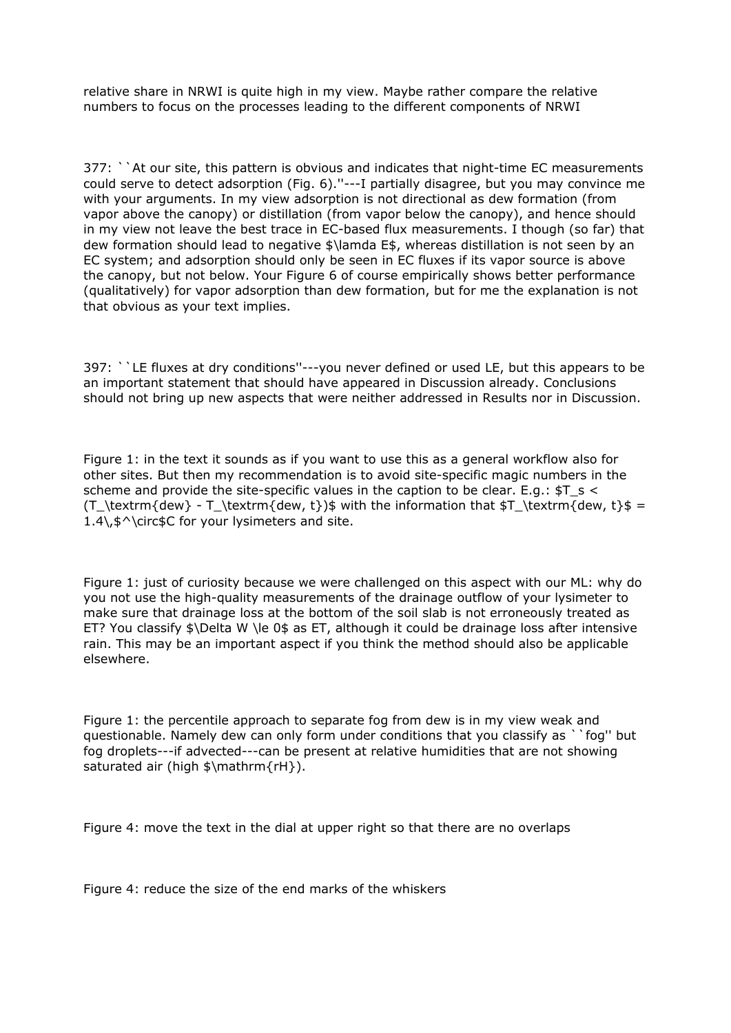relative share in NRWI is quite high in my view. Maybe rather compare the relative numbers to focus on the processes leading to the different components of NRWI

377: ``At our site, this pattern is obvious and indicates that night-time EC measurements could serve to detect adsorption (Fig. 6).''---I partially disagree, but you may convince me with your arguments. In my view adsorption is not directional as dew formation (from vapor above the canopy) or distillation (from vapor below the canopy), and hence should in my view not leave the best trace in EC-based flux measurements. I though (so far) that dew formation should lead to negative $\lambda E$, whereas distillation is not seen by an EC system; and adsorption should only be seen in EC fluxes if its vapor source is above the canopy, but not below. Your Figure 6 of course empirically shows better performance (qualitatively) for vapor adsorption than dew formation, but for me the explanation is not that obvious as your text implies.

397: ``LE fluxes at dry conditions''---you never defined or used LE, but this appears to be an important statement that should have appeared in Discussion already. Conclusions should not bring up new aspects that were neither addressed in Results nor in Discussion.

Figure 1: in the text it sounds as if you want to use this as a general workflow also for other sites. But then my recommendation is to avoid site-specific magic numbers in the scheme and provide the site-specific values in the caption to be clear. E.g.: $T_s < (T_\textrm{dew} - T_\textrm{dew, t})$ with the information that $T_\textrm{dew, t} = 1.4\,^\circ C$ for your lysimeters and site.

Figure 1: just of curiosity because we were challenged on this aspect with our ML: why do you not use the high-quality measurements of the drainage outflow of your lysimeter to make sure that drainage loss at the bottom of the soil slab is not erroneously treated as ET? You classify $\Delta W \le 0$ as ET, although it could be drainage loss after intensive rain. This may be an important aspect if you think the method should also be applicable elsewhere.

Figure 1: the percentile approach to separate fog from dew is in my view weak and questionable. Namely dew can only form under conditions that you classify as ``fog'' but fog droplets---if advected---can be present at relative humidities that are not showing saturated air (high $\mathrm{rH}$).

Figure 4: move the text in the dial at upper right so that there are no overlaps

Figure 4: reduce the size of the end marks of the whiskers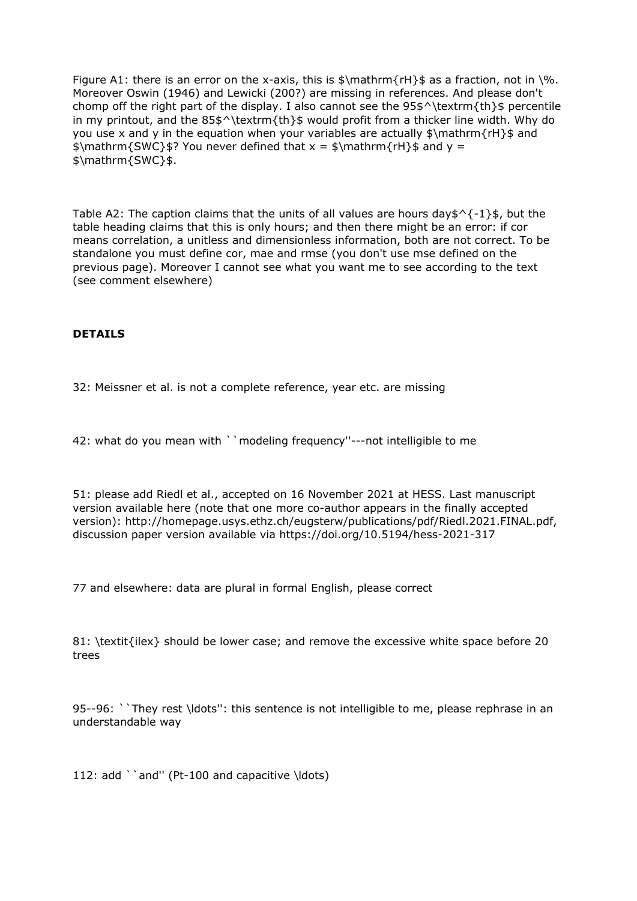Figure A1: there is an error on the x-axis, this is $\mathrm{rH}$ as a fraction, not in %. Moreover Oswin (1946) and Lewicki (200?) are missing in references. And please don't chomp off the right part of the display. I also cannot see the 95$^\textrm{th}$ percentile in my printout, and the 85$^\textrm{th}$ would profit from a thicker line width. Why do you use x and y in the equation when your variables are actually $\mathrm{rH}$ and $\mathrm{SWC}$? You never defined that x = $\mathrm{rH}$ and y = $\mathrm{SWC}$.

Table A2: The caption claims that the units of all values are hours day$^{-1}$, but the table heading claims that this is only hours; and then there might be an error: if cor means correlation, a unitless and dimensionless information, both are not correct. To be standalone you must define cor, mae and rmse (you don't use mse defined on the previous page). Moreover I cannot see what you want me to see according to the text (see comment elsewhere)

**DETAILS**

32: Meissner et al. is not a complete reference, year etc. are missing

42: what do you mean with ``modeling frequency''---not intelligible to me

51: please add Riedl et al., accepted on 16 November 2021 at HESS. Last manuscript version available here (note that one more co-author appears in the finally accepted version): http://homepage.usys.ethz.ch/eugsterw/publications/pdf/Riedl.2021.FINAL.pdf, discussion paper version available via https://doi.org/10.5194/hess-2021-317

77 and elsewhere: data are plural in formal English, please correct

81: \textit{ilex} should be lower case; and remove the excessive white space before 20 trees

95--96: ``They rest \ldots'': this sentence is not intelligible to me, please rephrase in an understandable way

112: add ``and'' (Pt-100 and capacitive \ldots)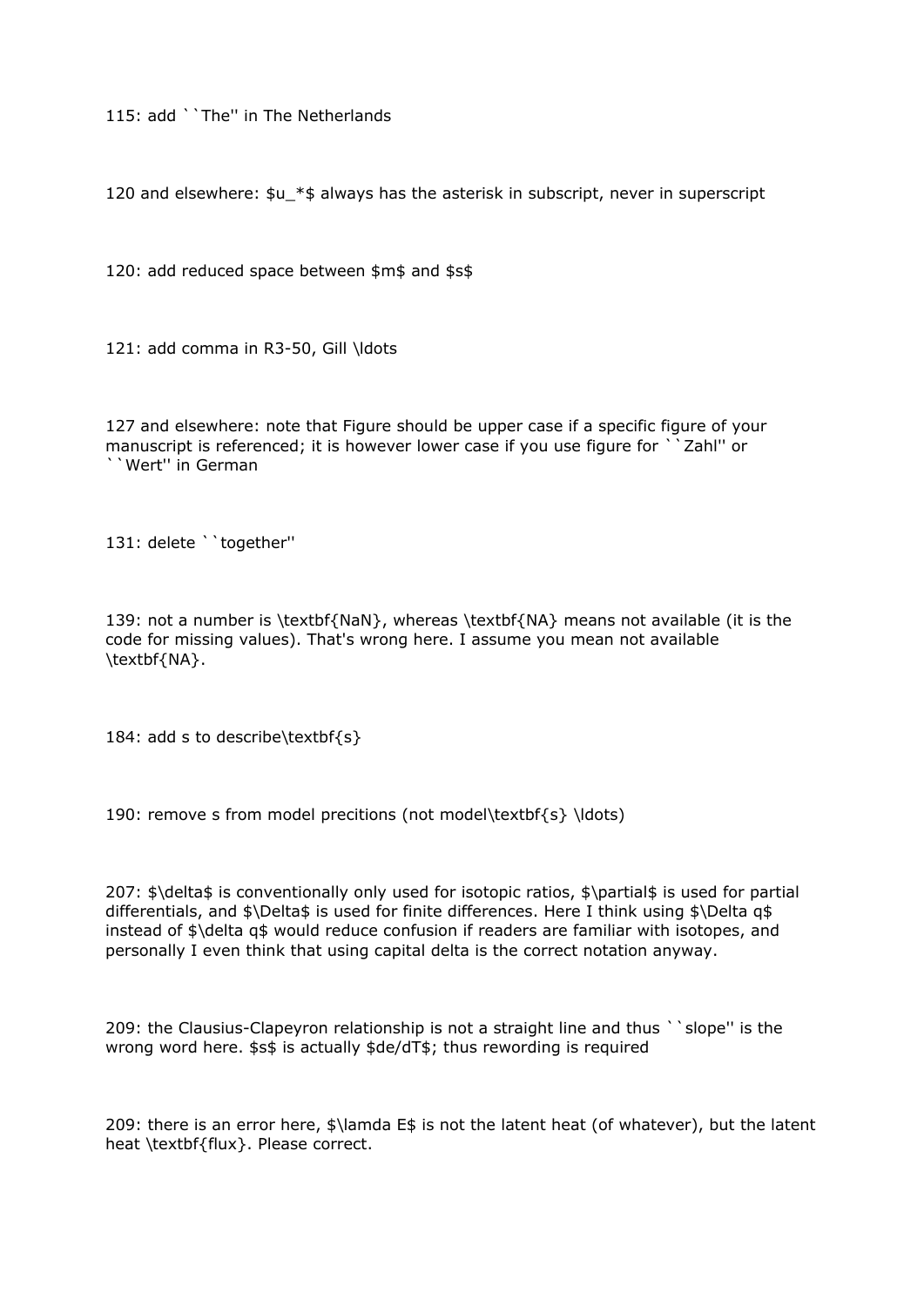115: add ``The'' in The Netherlands

120 and elsewhere: $u_*$ always has the asterisk in subscript, never in superscript

120: add reduced space between $m$ and $s$

121: add comma in R3-50, Gill \ldots

127 and elsewhere: note that Figure should be upper case if a specific figure of your manuscript is referenced; it is however lower case if you use figure for ``Zahl'' or ``Wert'' in German

131: delete ``together''

139: not a number is \textbf{NaN}, whereas \textbf{NA} means not available (it is the code for missing values). That's wrong here. I assume you mean not available \textbf{NA}.

184: add s to describe\textbf{s}

190: remove s from model precitions (not model\textbf{s} \ldots)

207: $\delta$ is conventionally only used for isotopic ratios, $\partial$ is used for partial differentials, and $\Delta$ is used for finite differences. Here I think using $\Delta q$ instead of $\delta q$ would reduce confusion if readers are familiar with isotopes, and personally I even think that using capital delta is the correct notation anyway.

209: the Clausius-Clapeyron relationship is not a straight line and thus ``slope'' is the wrong word here. $s$ is actually $de/dT$; thus rewording is required

209: there is an error here, $\lamda E$ is not the latent heat (of whatever), but the latent heat \textbf{flux}. Please correct.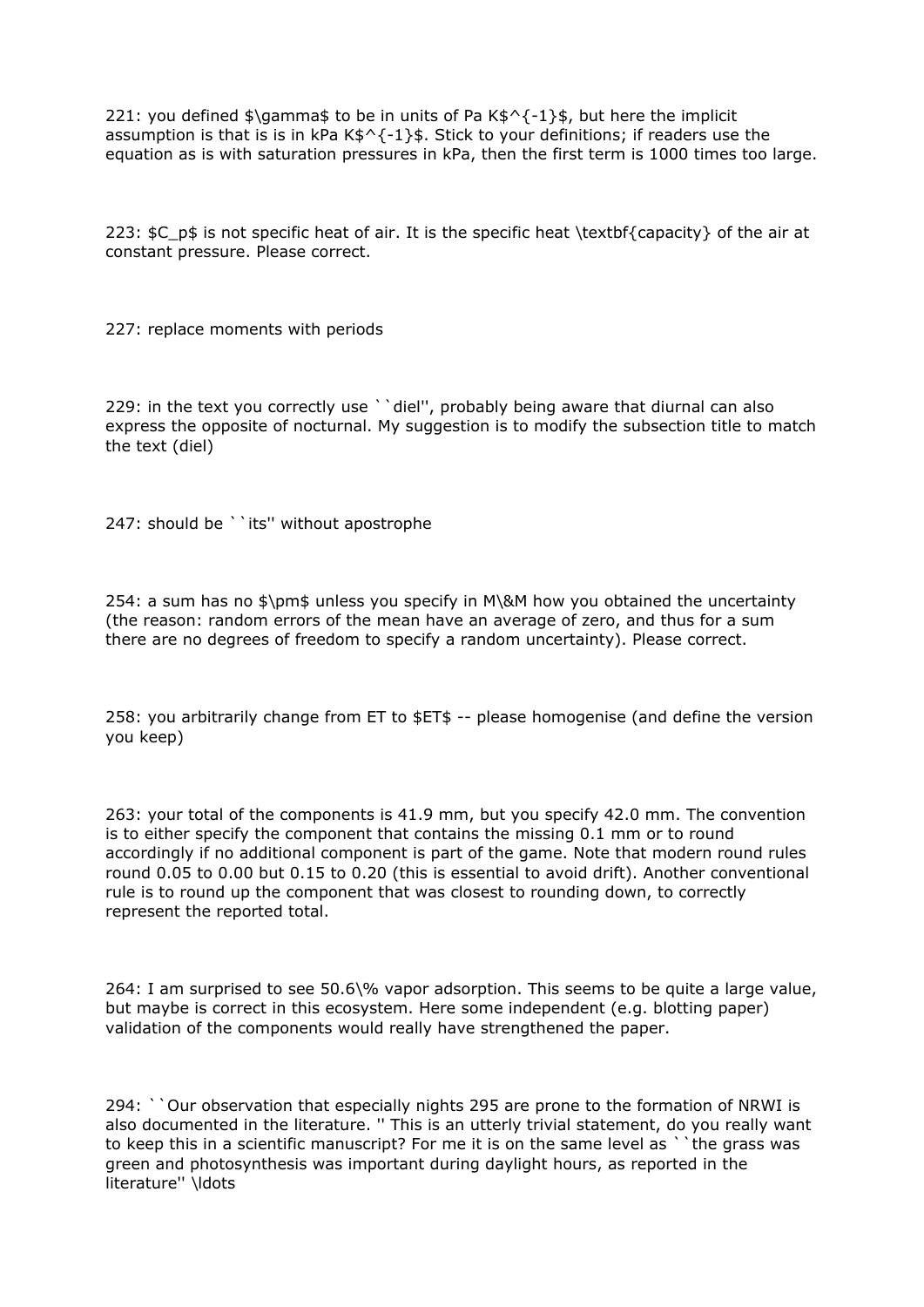221: you defined $\gamma$ to be in units of Pa K$^{-1}$, but here the implicit assumption is that is is in kPa K$^{-1}$. Stick to your definitions; if readers use the equation as is with saturation pressures in kPa, then the first term is 1000 times too large.

223: $C_p$ is not specific heat of air. It is the specific heat **capacity** of the air at constant pressure. Please correct.

227: replace moments with periods

229: in the text you correctly use "diel", probably being aware that diurnal can also express the opposite of nocturnal. My suggestion is to modify the subsection title to match the text (diel)

247: should be "its" without apostrophe

254: a sum has no $\pm$ unless you specify in M&M how you obtained the uncertainty (the reason: random errors of the mean have an average of zero, and thus for a sum there are no degrees of freedom to specify a random uncertainty). Please correct.

258: you arbitrarily change from ET to $ET$ -- please homogenise (and define the version you keep)

263: your total of the components is 41.9 mm, but you specify 42.0 mm. The convention is to either specify the component that contains the missing 0.1 mm or to round accordingly if no additional component is part of the game. Note that modern round rules round 0.05 to 0.00 but 0.15 to 0.20 (this is essential to avoid drift). Another conventional rule is to round up the component that was closest to rounding down, to correctly represent the reported total.

264: I am surprised to see 50.6% vapor adsorption. This seems to be quite a large value, but maybe is correct in this ecosystem. Here some independent (e.g. blotting paper) validation of the components would really have strengthened the paper.

294: "Our observation that especially nights 295 are prone to the formation of NRWI is also documented in the literature. " This is an utterly trivial statement, do you really want to keep this in a scientific manuscript? For me it is on the same level as "the grass was green and photosynthesis was important during daylight hours, as reported in the literature" …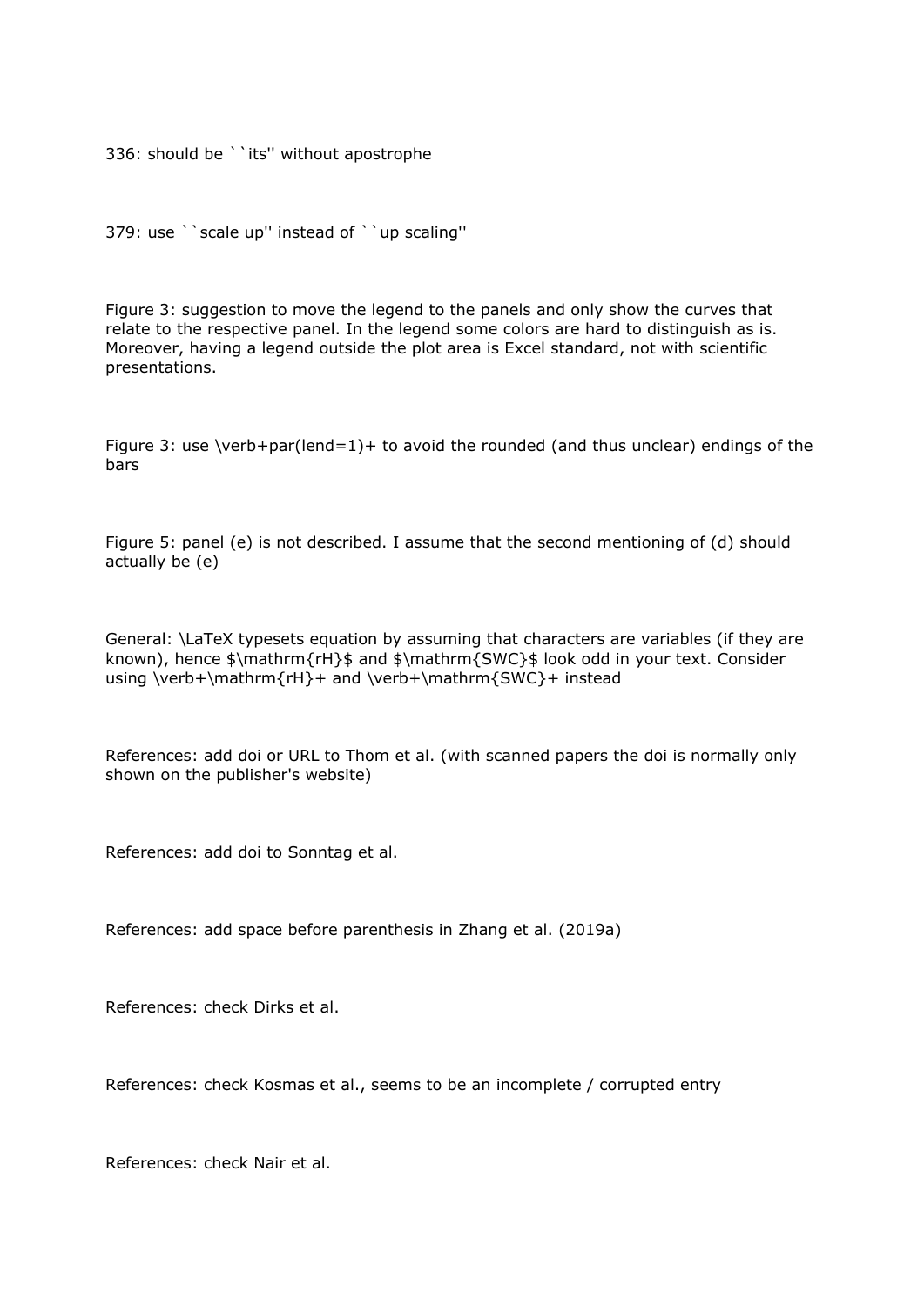336: should be ``its'' without apostrophe

379: use ``scale up'' instead of ``up scaling''

Figure 3: suggestion to move the legend to the panels and only show the curves that relate to the respective panel. In the legend some colors are hard to distinguish as is. Moreover, having a legend outside the plot area is Excel standard, not with scientific presentations.

Figure 3: use \verb+par(lend=1)+ to avoid the rounded (and thus unclear) endings of the bars

Figure 5: panel (e) is not described. I assume that the second mentioning of (d) should actually be (e)

General: \LaTeX typesets equation by assuming that characters are variables (if they are known), hence $\mathrm{rH}$ and $\mathrm{SWC}$ look odd in your text. Consider using \verb+\mathrm{rH}+ and \verb+\mathrm{SWC}+ instead

References: add doi or URL to Thom et al. (with scanned papers the doi is normally only shown on the publisher's website)

References: add doi to Sonntag et al.

References: add space before parenthesis in Zhang et al. (2019a)

References: check Dirks et al.

References: check Kosmas et al., seems to be an incomplete / corrupted entry

References: check Nair et al.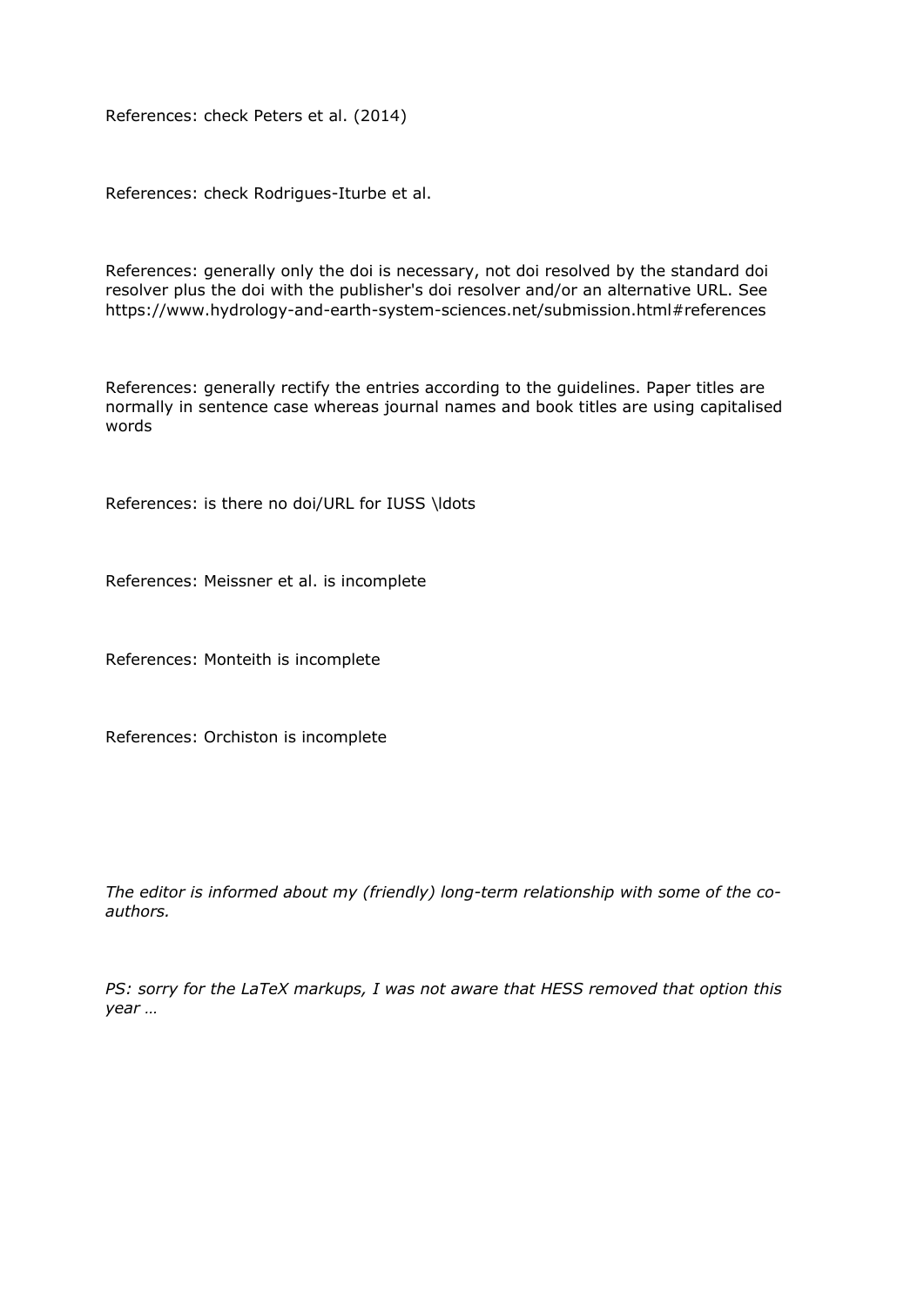References: check Peters et al. (2014)

References: check Rodrigues-Iturbe et al.

References: generally only the doi is necessary, not doi resolved by the standard doi resolver plus the doi with the publisher's doi resolver and/or an alternative URL. See https://www.hydrology-and-earth-system-sciences.net/submission.html#references

References: generally rectify the entries according to the guidelines. Paper titles are normally in sentence case whereas journal names and book titles are using capitalised words

References: is there no doi/URL for IUSS \ldots

References: Meissner et al. is incomplete

References: Monteith is incomplete

References: Orchiston is incomplete

*The editor is informed about my (friendly) long-term relationship with some of the co-authors.*

*PS: sorry for the LaTeX markups, I was not aware that HESS removed that option this year …*